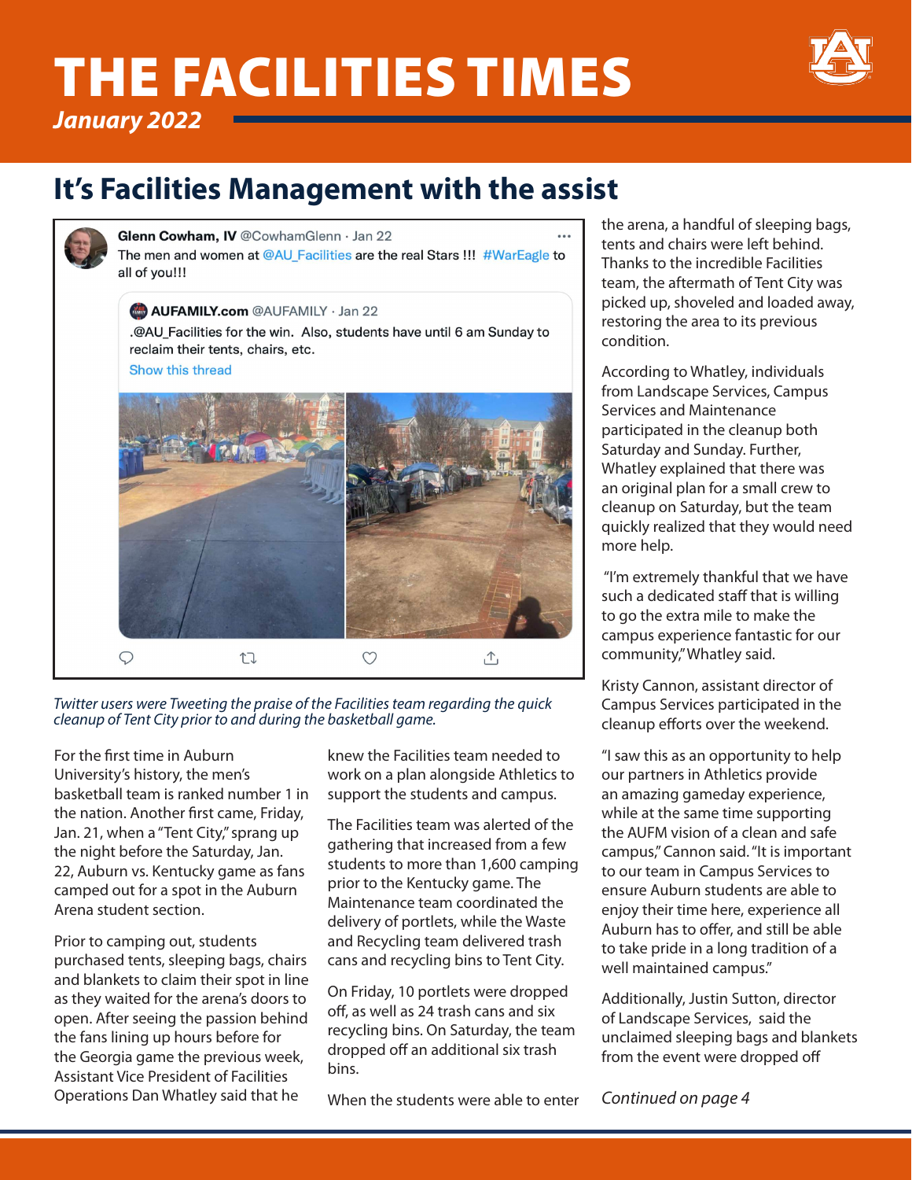# THE FACILITIES TIMES

*January 2022*

## It's Facilities Management with the assist

**Glenn Cowham, IV** @CowhamGlenn · Jan 22
The men and women at @AU_Facilities are the real Stars !!! #WarEagle to all of you!!!

**AUFAMILY.com** @AUFAMILY · Jan 22
.@AU_Facilities for the win. Also, students have until 6 am Sunday to reclaim their tents, chairs, etc.
Show this thread

*Twitter users were Tweeting the praise of the Facilities team regarding the quick cleanup of Tent City prior to and during the basketball game.*

For the first time in Auburn University's history, the men's basketball team is ranked number 1 in the nation. Another first came, Friday, Jan. 21, when a "Tent City," sprang up the night before the Saturday, Jan. 22, Auburn vs. Kentucky game as fans camped out for a spot in the Auburn Arena student section.

Prior to camping out, students purchased tents, sleeping bags, chairs and blankets to claim their spot in line as they waited for the arena's doors to open. After seeing the passion behind the fans lining up hours before for the Georgia game the previous week, Assistant Vice President of Facilities Operations Dan Whatley said that he knew the Facilities team needed to work on a plan alongside Athletics to support the students and campus.

The Facilities team was alerted of the gathering that increased from a few students to more than 1,600 camping prior to the Kentucky game. The Maintenance team coordinated the delivery of portlets, while the Waste and Recycling team delivered trash cans and recycling bins to Tent City.

On Friday, 10 portlets were dropped off, as well as 24 trash cans and six recycling bins. On Saturday, the team dropped off an additional six trash bins.

When the students were able to enter the arena, a handful of sleeping bags, tents and chairs were left behind. Thanks to the incredible Facilities team, the aftermath of Tent City was picked up, shoveled and loaded away, restoring the area to its previous condition.

According to Whatley, individuals from Landscape Services, Campus Services and Maintenance participated in the cleanup both Saturday and Sunday. Further, Whatley explained that there was an original plan for a small crew to cleanup on Saturday, but the team quickly realized that they would need more help.

"I'm extremely thankful that we have such a dedicated staff that is willing to go the extra mile to make the campus experience fantastic for our community," Whatley said.

Kristy Cannon, assistant director of Campus Services participated in the cleanup efforts over the weekend.

"I saw this as an opportunity to help our partners in Athletics provide an amazing gameday experience, while at the same time supporting the AUFM vision of a clean and safe campus," Cannon said. "It is important to our team in Campus Services to ensure Auburn students are able to enjoy their time here, experience all Auburn has to offer, and still be able to take pride in a long tradition of a well maintained campus."

Additionally, Justin Sutton, director of Landscape Services, said the unclaimed sleeping bags and blankets from the event were dropped off

*Continued on page 4*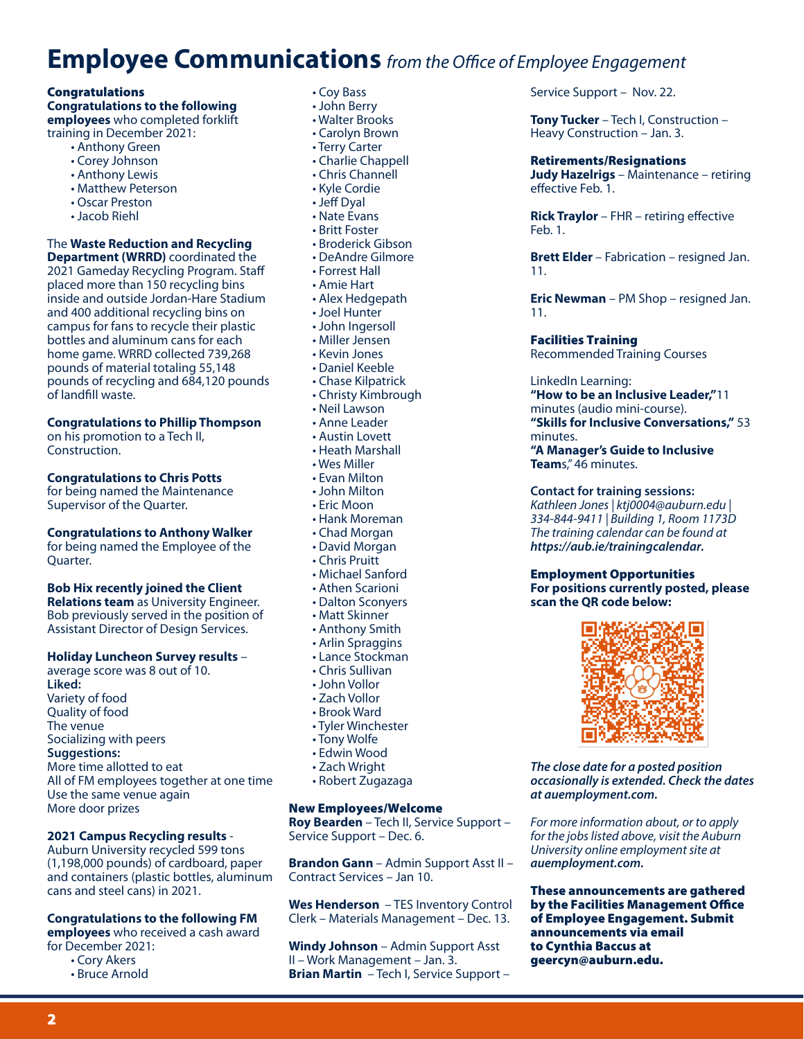# Employee Communications *from the Office of Employee Engagement*

**Congratulations**

**Congratulations to the following employees** who completed forklift training in December 2021:

- Anthony Green
- Corey Johnson
- Anthony Lewis
- Matthew Peterson
- Oscar Preston
- Jacob Riehl

The **Waste Reduction and Recycling Department (WRRD)** coordinated the 2021 Gameday Recycling Program. Staff placed more than 150 recycling bins inside and outside Jordan-Hare Stadium and 400 additional recycling bins on campus for fans to recycle their plastic bottles and aluminum cans for each home game. WRRD collected 739,268 pounds of material totaling 55,148 pounds of recycling and 684,120 pounds of landfill waste.

**Congratulations to Phillip Thompson** on his promotion to a Tech II, Construction.

**Congratulations to Chris Potts** for being named the Maintenance Supervisor of the Quarter.

**Congratulations to Anthony Walker** for being named the Employee of the Quarter.

**Bob Hix recently joined the Client Relations team** as University Engineer. Bob previously served in the position of Assistant Director of Design Services.

**Holiday Luncheon Survey results** – average score was 8 out of 10.

**Liked:**
Variety of food
Quality of food
The venue
Socializing with peers

**Suggestions:**
More time allotted to eat
All of FM employees together at one time
Use the same venue again
More door prizes

**2021 Campus Recycling results** - Auburn University recycled 599 tons (1,198,000 pounds) of cardboard, paper and containers (plastic bottles, aluminum cans and steel cans) in 2021.

**Congratulations to the following FM employees** who received a cash award for December 2021:

- Cory Akers
- Bruce Arnold
- Coy Bass
- John Berry
- Walter Brooks
- Carolyn Brown
- Terry Carter
- Charlie Chappell
- Chris Channell
- Kyle Cordie
- Jeff Dyal
- Nate Evans
- Britt Foster
- Broderick Gibson
- DeAndre Gilmore
- Forrest Hall
- Amie Hart
- Alex Hedgepath
- Joel Hunter
- John Ingersoll
- Miller Jensen
- Kevin Jones
- Daniel Keeble
- Chase Kilpatrick
- Christy Kimbrough
- Neil Lawson
- Anne Leader
- Austin Lovett
- Heath Marshall
- Wes Miller
- Evan Milton
- John Milton
- Eric Moon
- Hank Moreman
- Chad Morgan
- David Morgan
- Chris Pruitt
- Michael Sanford
- Athen Scarioni
- Dalton Sconyers
- Matt Skinner
- Anthony Smith
- Arlin Spraggins
- Lance Stockman
- Chris Sullivan
- John Vollor
- Zach Vollor
- Brook Ward
- Tyler Winchester
- Tony Wolfe
- Edwin Wood
- Zach Wright
- Robert Zugazaga

**New Employees/Welcome**

**Roy Bearden** – Tech II, Service Support – Service Support – Dec. 6.

**Brandon Gann** – Admin Support Asst II – Contract Services – Jan 10.

**Wes Henderson** – TES Inventory Control Clerk – Materials Management – Dec. 13.

**Windy Johnson** – Admin Support Asst II – Work Management – Jan. 3.

**Brian Martin** – Tech I, Service Support – Service Support – Nov. 22.

**Tony Tucker** – Tech I, Construction – Heavy Construction – Jan. 3.

**Retirements/Resignations**

**Judy Hazelrigs** – Maintenance – retiring effective Feb. 1.

**Rick Traylor** – FHR – retiring effective Feb. 1.

**Brett Elder** – Fabrication – resigned Jan. 11.

**Eric Newman** – PM Shop – resigned Jan. 11.

**Facilities Training**

Recommended Training Courses

LinkedIn Learning:

**"How to be an Inclusive Leader,"** 11 minutes (audio mini-course).

**"Skills for Inclusive Conversations,"** 53 minutes.

**"A Manager's Guide to Inclusive Teams**," 46 minutes.

**Contact for training sessions:**

*Kathleen Jones | ktj0004@auburn.edu | 334-844-9411 | Building 1, Room 1173D*

*The training calendar can be found at* ***https://aub.ie/trainingcalendar.***

**Employment Opportunities**

**For positions currently posted, please scan the QR code below:**

***The close date for a posted position occasionally is extended. Check the dates at auemployment.com.***

*For more information about, or to apply for the jobs listed above, visit the Auburn University online employment site at* ***auemployment.com.***

**These announcements are gathered by the Facilities Management Office of Employee Engagement. Submit announcements via email to Cynthia Baccus at geercyn@auburn.edu.**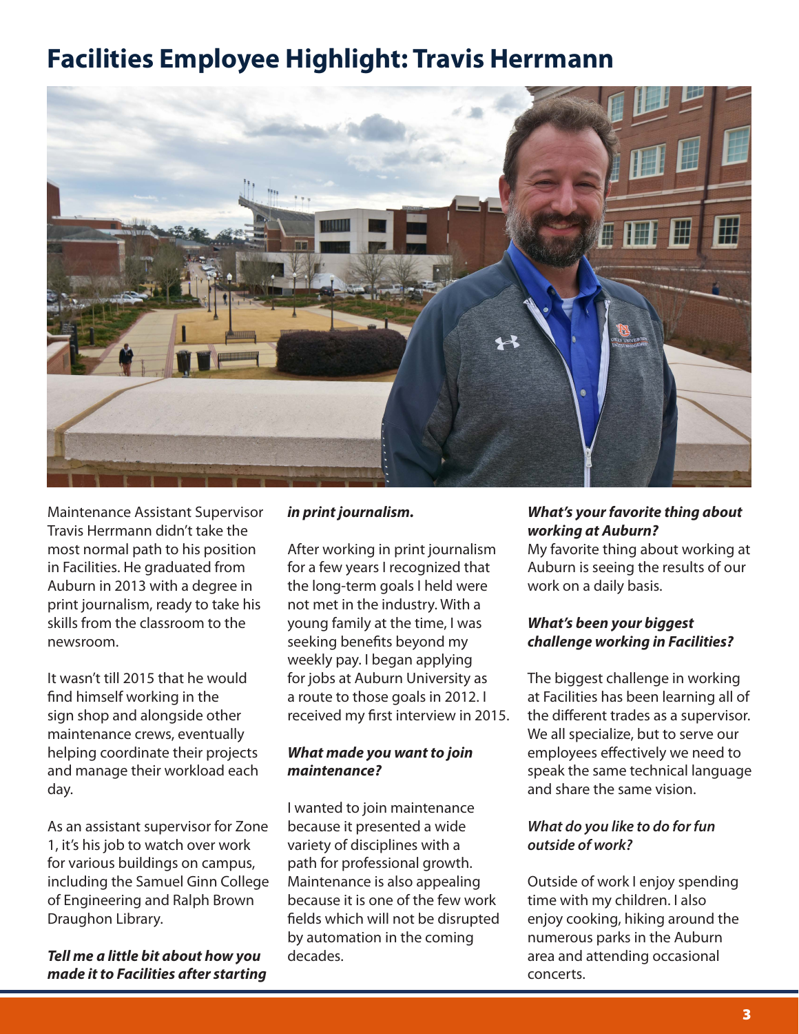# Facilities Employee Highlight: Travis Herrmann

Maintenance Assistant Supervisor Travis Herrmann didn't take the most normal path to his position in Facilities. He graduated from Auburn in 2013 with a degree in print journalism, ready to take his skills from the classroom to the newsroom.

It wasn't till 2015 that he would find himself working in the sign shop and alongside other maintenance crews, eventually helping coordinate their projects and manage their workload each day.

As an assistant supervisor for Zone 1, it's his job to watch over work for various buildings on campus, including the Samuel Ginn College of Engineering and Ralph Brown Draughon Library.

***Tell me a little bit about how you made it to Facilities after starting in print journalism.***

After working in print journalism for a few years I recognized that the long-term goals I held were not met in the industry. With a young family at the time, I was seeking benefits beyond my weekly pay. I began applying for jobs at Auburn University as a route to those goals in 2012. I received my first interview in 2015.

***What made you want to join maintenance?***

I wanted to join maintenance because it presented a wide variety of disciplines with a path for professional growth. Maintenance is also appealing because it is one of the few work fields which will not be disrupted by automation in the coming decades.

***What's your favorite thing about working at Auburn?***

My favorite thing about working at Auburn is seeing the results of our work on a daily basis.

***What's been your biggest challenge working in Facilities?***

The biggest challenge in working at Facilities has been learning all of the different trades as a supervisor. We all specialize, but to serve our employees effectively we need to speak the same technical language and share the same vision.

***What do you like to do for fun outside of work?***

Outside of work I enjoy spending time with my children. I also enjoy cooking, hiking around the numerous parks in the Auburn area and attending occasional concerts.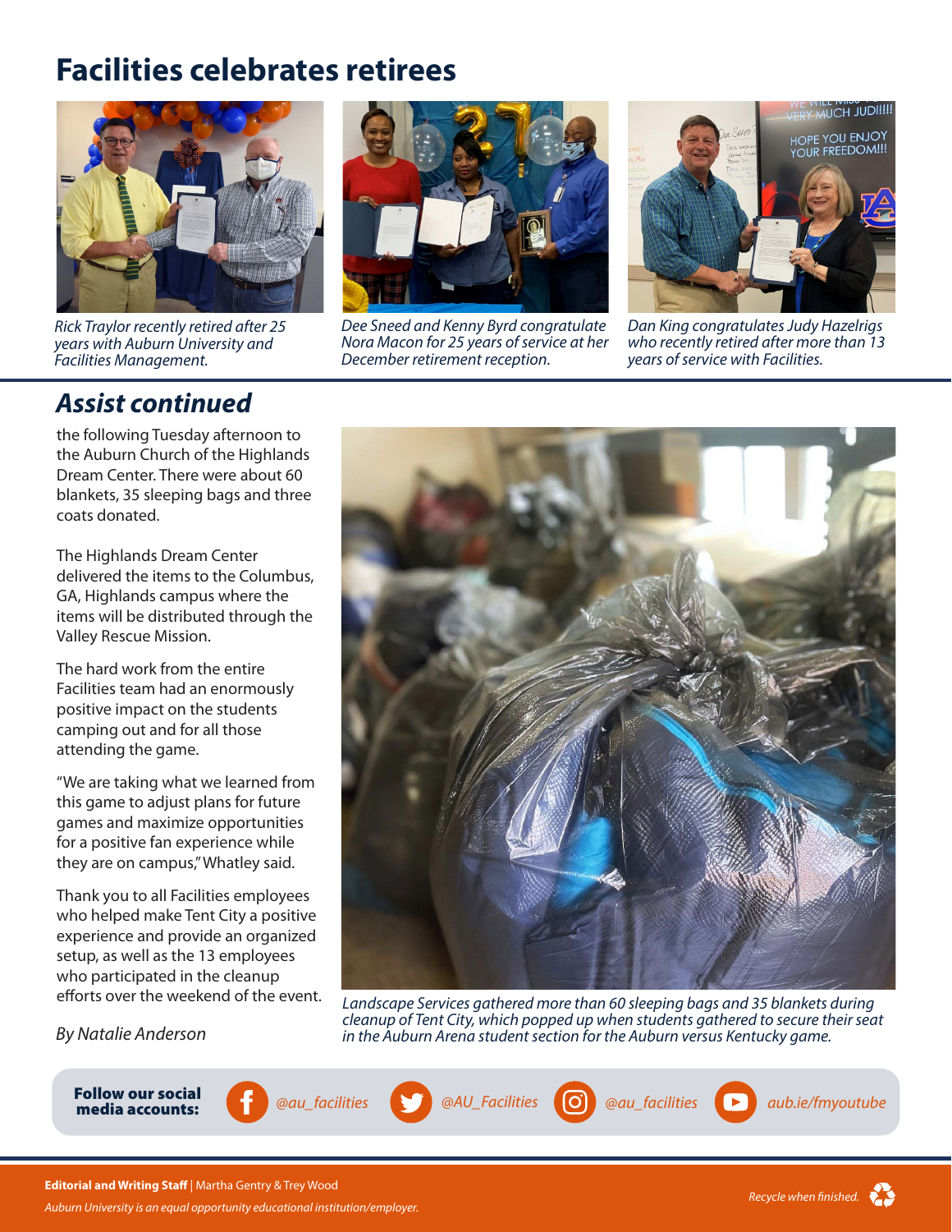# Facilities celebrates retirees

*Rick Traylor recently retired after 25 years with Auburn University and Facilities Management.*

*Dee Sneed and Kenny Byrd congratulate Nora Macon for 25 years of service at her December retirement reception.*

*Dan King congratulates Judy Hazelrigs who recently retired after more than 13 years of service with Facilities.*

## *Assist continued*

the following Tuesday afternoon to the Auburn Church of the Highlands Dream Center. There were about 60 blankets, 35 sleeping bags and three coats donated.

The Highlands Dream Center delivered the items to the Columbus, GA, Highlands campus where the items will be distributed through the Valley Rescue Mission.

The hard work from the entire Facilities team had an enormously positive impact on the students camping out and for all those attending the game.

"We are taking what we learned from this game to adjust plans for future games and maximize opportunities for a positive fan experience while they are on campus," Whatley said.

Thank you to all Facilities employees who helped make Tent City a positive experience and provide an organized setup, as well as the 13 employees who participated in the cleanup efforts over the weekend of the event.

*By Natalie Anderson*

*Landscape Services gathered more than 60 sleeping bags and 35 blankets during cleanup of Tent City, which popped up when students gathered to secure their seat in the Auburn Arena student section for the Auburn versus Kentucky game.*

**Follow our social media accounts:** @au_facilities | @AU_Facilities | @au_facilities | aub.ie/fmyoutube

**Editorial and Writing Staff** | Martha Gentry & Trey Wood

*Auburn University is an equal opportunity educational institution/employer.*

*Recycle when finished.*